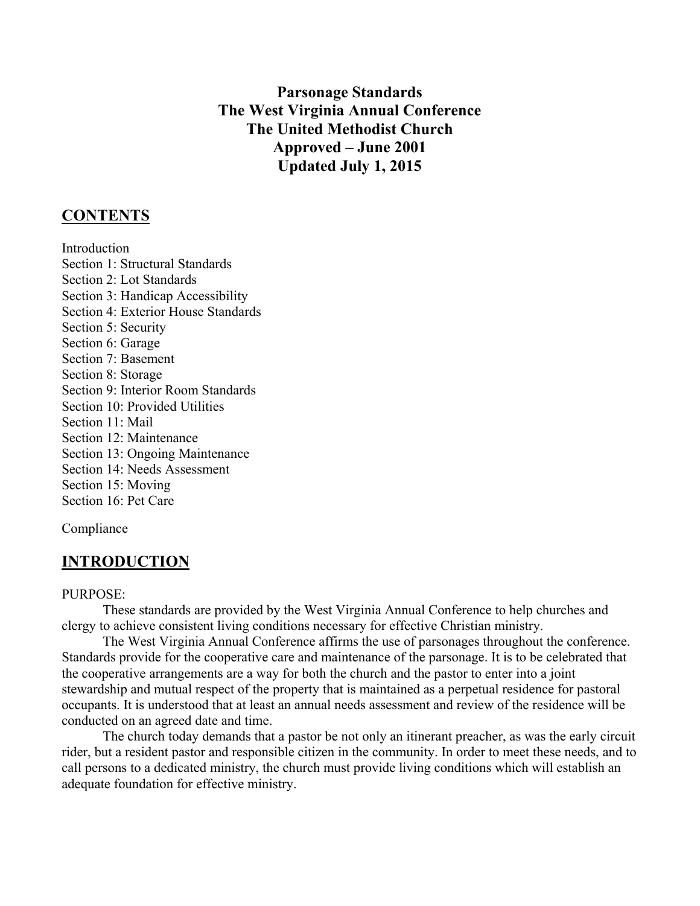# Parsonage Standards
# The West Virginia Annual Conference
# The United Methodist Church
# Approved – June 2001
# Updated July 1, 2015

## CONTENTS

Introduction
Section 1: Structural Standards
Section 2: Lot Standards
Section 3: Handicap Accessibility
Section 4: Exterior House Standards
Section 5: Security
Section 6: Garage
Section 7: Basement
Section 8: Storage
Section 9: Interior Room Standards
Section 10: Provided Utilities
Section 11: Mail
Section 12: Maintenance
Section 13: Ongoing Maintenance
Section 14: Needs Assessment
Section 15: Moving
Section 16: Pet Care

Compliance

## INTRODUCTION

PURPOSE:

These standards are provided by the West Virginia Annual Conference to help churches and clergy to achieve consistent living conditions necessary for effective Christian ministry.

The West Virginia Annual Conference affirms the use of parsonages throughout the conference. Standards provide for the cooperative care and maintenance of the parsonage. It is to be celebrated that the cooperative arrangements are a way for both the church and the pastor to enter into a joint stewardship and mutual respect of the property that is maintained as a perpetual residence for pastoral occupants. It is understood that at least an annual needs assessment and review of the residence will be conducted on an agreed date and time.

The church today demands that a pastor be not only an itinerant preacher, as was the early circuit rider, but a resident pastor and responsible citizen in the community. In order to meet these needs, and to call persons to a dedicated ministry, the church must provide living conditions which will establish an adequate foundation for effective ministry.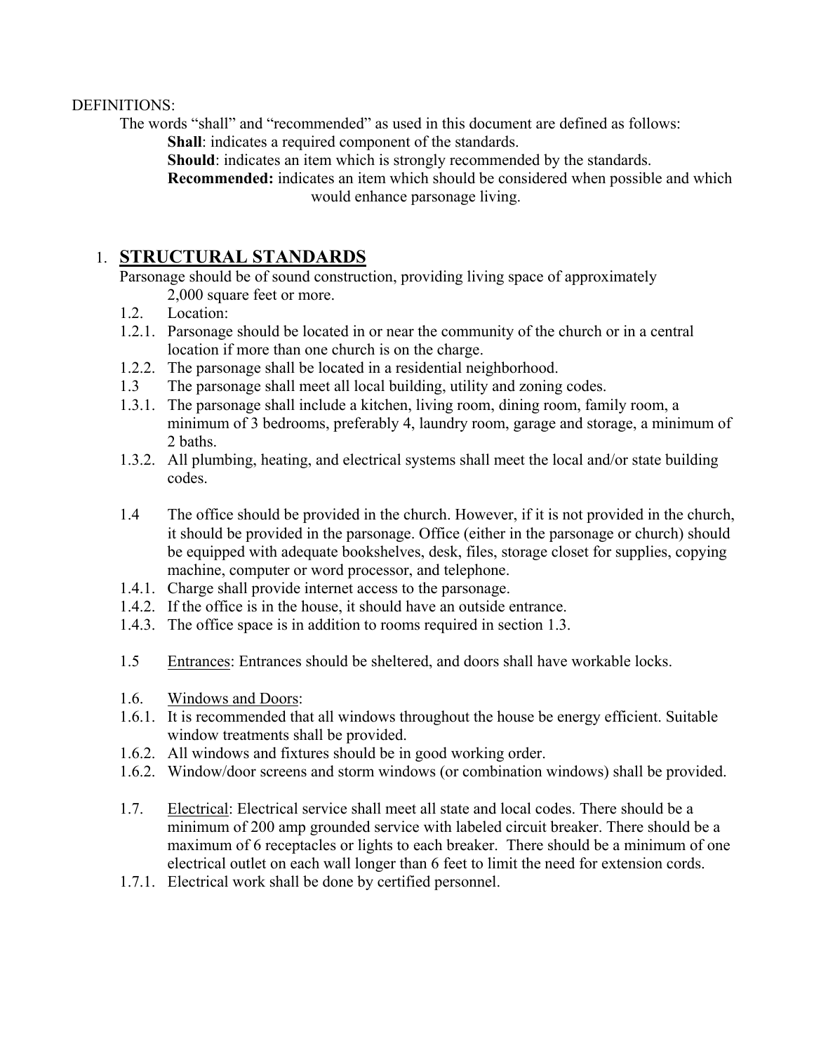DEFINITIONS:

The words "shall" and "recommended" as used in this document are defined as follows:

**Shall**: indicates a required component of the standards.

**Should**: indicates an item which is strongly recommended by the standards.

**Recommended:** indicates an item which should be considered when possible and which would enhance parsonage living.

## 1. STRUCTURAL STANDARDS

Parsonage should be of sound construction, providing living space of approximately 2,000 square feet or more.

1.2. Location:

1.2.1. Parsonage should be located in or near the community of the church or in a central location if more than one church is on the charge.

1.2.2. The parsonage shall be located in a residential neighborhood.

1.3 The parsonage shall meet all local building, utility and zoning codes.

1.3.1. The parsonage shall include a kitchen, living room, dining room, family room, a minimum of 3 bedrooms, preferably 4, laundry room, garage and storage, a minimum of 2 baths.

1.3.2. All plumbing, heating, and electrical systems shall meet the local and/or state building codes.

1.4 The office should be provided in the church. However, if it is not provided in the church, it should be provided in the parsonage. Office (either in the parsonage or church) should be equipped with adequate bookshelves, desk, files, storage closet for supplies, copying machine, computer or word processor, and telephone.

1.4.1. Charge shall provide internet access to the parsonage.

1.4.2. If the office is in the house, it should have an outside entrance.

1.4.3. The office space is in addition to rooms required in section 1.3.

1.5 Entrances: Entrances should be sheltered, and doors shall have workable locks.

1.6. Windows and Doors:

1.6.1. It is recommended that all windows throughout the house be energy efficient. Suitable window treatments shall be provided.

1.6.2. All windows and fixtures should be in good working order.

1.6.2. Window/door screens and storm windows (or combination windows) shall be provided.

1.7. Electrical: Electrical service shall meet all state and local codes. There should be a minimum of 200 amp grounded service with labeled circuit breaker. There should be a maximum of 6 receptacles or lights to each breaker. There should be a minimum of one electrical outlet on each wall longer than 6 feet to limit the need for extension cords.

1.7.1. Electrical work shall be done by certified personnel.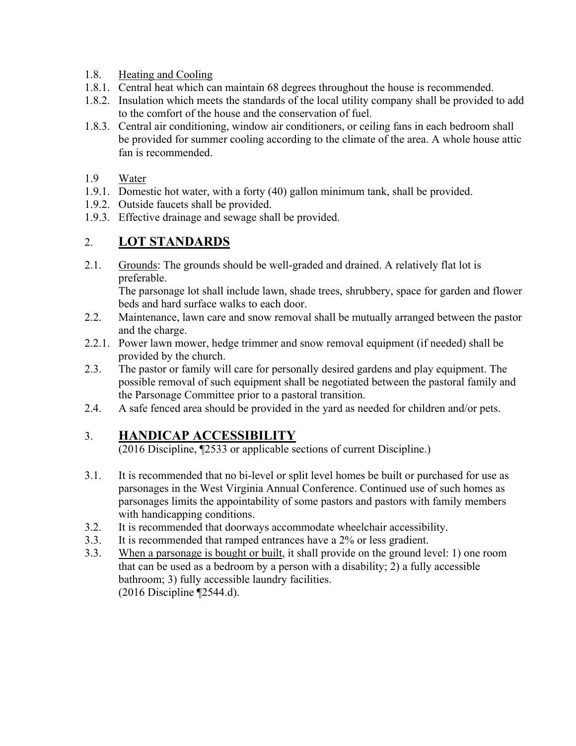1.8. Heading and Cooling

1.8.1. Central heat which can maintain 68 degrees throughout the house is recommended.

1.8.2. Insulation which meets the standards of the local utility company shall be provided to add to the comfort of the house and the conservation of fuel.

1.8.3. Central air conditioning, window air conditioners, or ceiling fans in each bedroom shall be provided for summer cooling according to the climate of the area. A whole house attic fan is recommended.

1.9 Water

1.9.1. Domestic hot water, with a forty (40) gallon minimum tank, shall be provided.

1.9.2. Outside faucets shall be provided.

1.9.3. Effective drainage and sewage shall be provided.

## 2. LOT STANDARDS

2.1. Grounds: The grounds should be well-graded and drained. A relatively flat lot is preferable.
The parsonage lot shall include lawn, shade trees, shrubbery, space for garden and flower beds and hard surface walks to each door.

2.2. Maintenance, lawn care and snow removal shall be mutually arranged between the pastor and the charge.

2.2.1. Power lawn mower, hedge trimmer and snow removal equipment (if needed) shall be provided by the church.

2.3. The pastor or family will care for personally desired gardens and play equipment. The possible removal of such equipment shall be negotiated between the pastoral family and the Parsonage Committee prior to a pastoral transition.

2.4. A safe fenced area should be provided in the yard as needed for children and/or pets.

## 3. HANDICAP ACCESSIBILITY

(2016 Discipline, ¶2533 or applicable sections of current Discipline.)

3.1. It is recommended that no bi-level or split level homes be built or purchased for use as parsonages in the West Virginia Annual Conference. Continued use of such homes as parsonages limits the appointability of some pastors and pastors with family members with handicapping conditions.

3.2. It is recommended that doorways accommodate wheelchair accessibility.

3.3. It is recommended that ramped entrances have a 2% or less gradient.

3.3. When a parsonage is bought or built, it shall provide on the ground level: 1) one room that can be used as a bedroom by a person with a disability; 2) a fully accessible bathroom; 3) fully accessible laundry facilities.
(2016 Discipline ¶2544.d).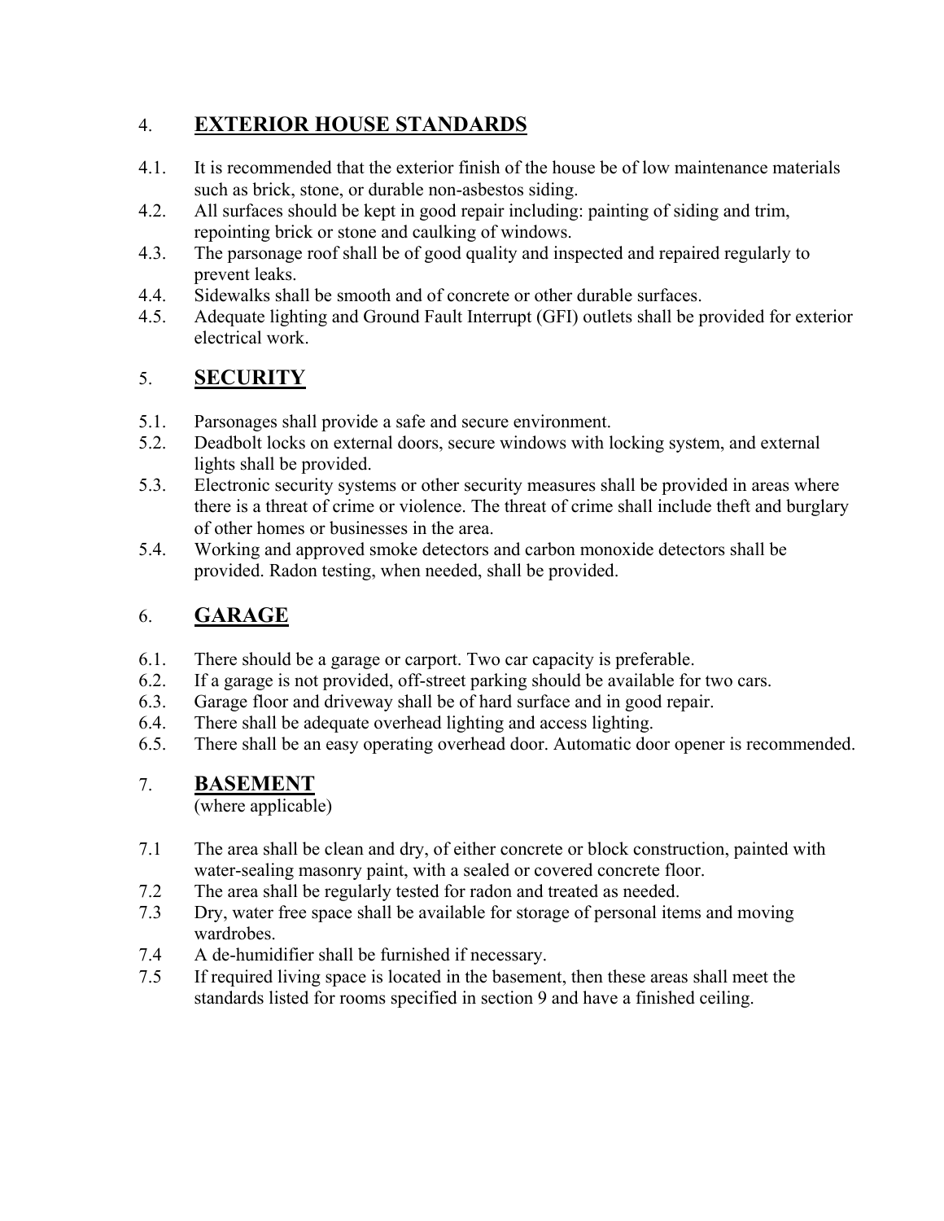## 4. EXTERIOR HOUSE STANDARDS

4.1. It is recommended that the exterior finish of the house be of low maintenance materials such as brick, stone, or durable non-asbestos siding.

4.2. All surfaces should be kept in good repair including: painting of siding and trim, repointing brick or stone and caulking of windows.

4.3. The parsonage roof shall be of good quality and inspected and repaired regularly to prevent leaks.

4.4. Sidewalks shall be smooth and of concrete or other durable surfaces.

4.5. Adequate lighting and Ground Fault Interrupt (GFI) outlets shall be provided for exterior electrical work.

## 5. SECURITY

5.1. Parsonages shall provide a safe and secure environment.

5.2. Deadbolt locks on external doors, secure windows with locking system, and external lights shall be provided.

5.3. Electronic security systems or other security measures shall be provided in areas where there is a threat of crime or violence. The threat of crime shall include theft and burglary of other homes or businesses in the area.

5.4. Working and approved smoke detectors and carbon monoxide detectors shall be provided. Radon testing, when needed, shall be provided.

## 6. GARAGE

6.1. There should be a garage or carport. Two car capacity is preferable.

6.2. If a garage is not provided, off-street parking should be available for two cars.

6.3. Garage floor and driveway shall be of hard surface and in good repair.

6.4. There shall be adequate overhead lighting and access lighting.

6.5. There shall be an easy operating overhead door. Automatic door opener is recommended.

## 7. BASEMENT

(where applicable)

7.1 The area shall be clean and dry, of either concrete or block construction, painted with water-sealing masonry paint, with a sealed or covered concrete floor.

7.2 The area shall be regularly tested for radon and treated as needed.

7.3 Dry, water free space shall be available for storage of personal items and moving wardrobes.

7.4 A de-humidifier shall be furnished if necessary.

7.5 If required living space is located in the basement, then these areas shall meet the standards listed for rooms specified in section 9 and have a finished ceiling.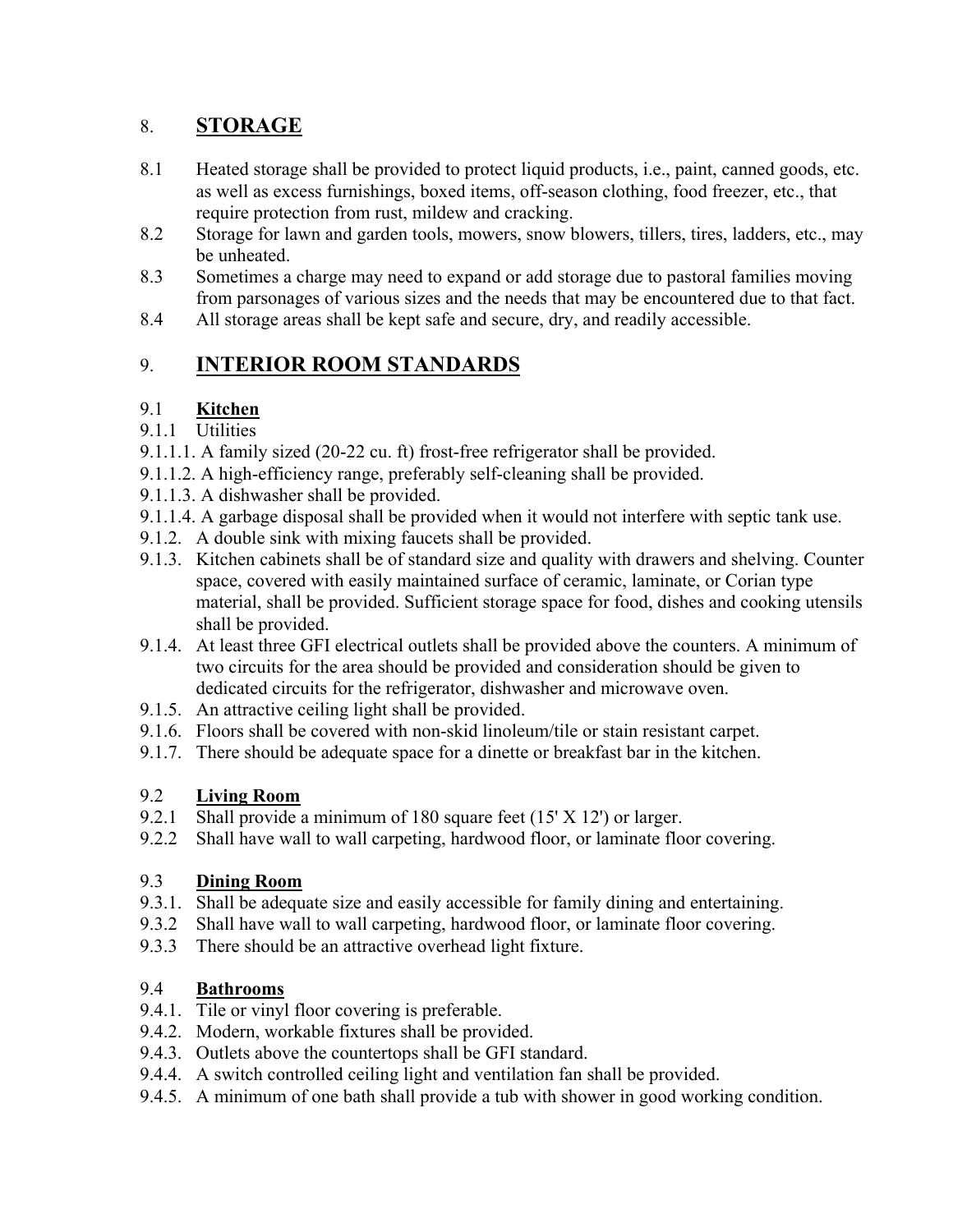## 8. **STORAGE**

8.1 Heated storage shall be provided to protect liquid products, i.e., paint, canned goods, etc. as well as excess furnishings, boxed items, off-season clothing, food freezer, etc., that require protection from rust, mildew and cracking.

8.2 Storage for lawn and garden tools, mowers, snow blowers, tillers, tires, ladders, etc., may be unheated.

8.3 Sometimes a charge may need to expand or add storage due to pastoral families moving from parsonages of various sizes and the needs that may be encountered due to that fact.

8.4 All storage areas shall be kept safe and secure, dry, and readily accessible.

## 9. **INTERIOR ROOM STANDARDS**

### 9.1 **Kitchen**

9.1.1 Utilities

9.1.1.1. A family sized (20-22 cu. ft) frost-free refrigerator shall be provided.

9.1.1.2. A high-efficiency range, preferably self-cleaning shall be provided.

9.1.1.3. A dishwasher shall be provided.

9.1.1.4. A garbage disposal shall be provided when it would not interfere with septic tank use.

9.1.2. A double sink with mixing faucets shall be provided.

9.1.3. Kitchen cabinets shall be of standard size and quality with drawers and shelving. Counter space, covered with easily maintained surface of ceramic, laminate, or Corian type material, shall be provided. Sufficient storage space for food, dishes and cooking utensils shall be provided.

9.1.4. At least three GFI electrical outlets shall be provided above the counters. A minimum of two circuits for the area should be provided and consideration should be given to dedicated circuits for the refrigerator, dishwasher and microwave oven.

9.1.5. An attractive ceiling light shall be provided.

9.1.6. Floors shall be covered with non-skid linoleum/tile or stain resistant carpet.

9.1.7. There should be adequate space for a dinette or breakfast bar in the kitchen.

### 9.2 **Living Room**

9.2.1 Shall provide a minimum of 180 square feet (15' X 12') or larger.

9.2.2 Shall have wall to wall carpeting, hardwood floor, or laminate floor covering.

### 9.3 **Dining Room**

9.3.1. Shall be adequate size and easily accessible for family dining and entertaining.

9.3.2 Shall have wall to wall carpeting, hardwood floor, or laminate floor covering.

9.3.3 There should be an attractive overhead light fixture.

### 9.4 **Bathrooms**

9.4.1. Tile or vinyl floor covering is preferable.

9.4.2. Modern, workable fixtures shall be provided.

9.4.3. Outlets above the countertops shall be GFI standard.

9.4.4. A switch controlled ceiling light and ventilation fan shall be provided.

9.4.5. A minimum of one bath shall provide a tub with shower in good working condition.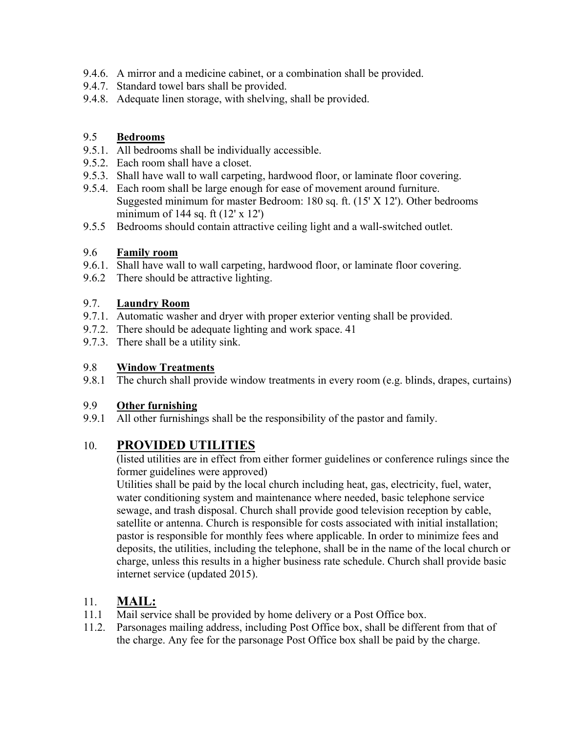9.4.6. A mirror and a medicine cabinet, or a combination shall be provided.
9.4.7. Standard towel bars shall be provided.
9.4.8. Adequate linen storage, with shelving, shall be provided.

### 9.5 **Bedrooms**

9.5.1. All bedrooms shall be individually accessible.
9.5.2. Each room shall have a closet.
9.5.3. Shall have wall to wall carpeting, hardwood floor, or laminate floor covering.
9.5.4. Each room shall be large enough for ease of movement around furniture. Suggested minimum for master Bedroom: 180 sq. ft. (15' X 12'). Other bedrooms minimum of 144 sq. ft (12' x 12')
9.5.5 Bedrooms should contain attractive ceiling light and a wall-switched outlet.

### 9.6 **Family room**

9.6.1. Shall have wall to wall carpeting, hardwood floor, or laminate floor covering.
9.6.2 There should be attractive lighting.

### 9.7. **Laundry Room**

9.7.1. Automatic washer and dryer with proper exterior venting shall be provided.
9.7.2. There should be adequate lighting and work space. 41
9.7.3. There shall be a utility sink.

### 9.8 **Window Treatments**

9.8.1 The church shall provide window treatments in every room (e.g. blinds, drapes, curtains)

### 9.9 **Other furnishing**

9.9.1 All other furnishings shall be the responsibility of the pastor and family.

## 10. **PROVIDED UTILITIES**

(listed utilities are in effect from either former guidelines or conference rulings since the former guidelines were approved)

Utilities shall be paid by the local church including heat, gas, electricity, fuel, water, water conditioning system and maintenance where needed, basic telephone service sewage, and trash disposal. Church shall provide good television reception by cable, satellite or antenna. Church is responsible for costs associated with initial installation; pastor is responsible for monthly fees where applicable. In order to minimize fees and deposits, the utilities, including the telephone, shall be in the name of the local church or charge, unless this results in a higher business rate schedule. Church shall provide basic internet service (updated 2015).

## 11. **MAIL:**

11.1 Mail service shall be provided by home delivery or a Post Office box.
11.2. Parsonages mailing address, including Post Office box, shall be different from that of the charge. Any fee for the parsonage Post Office box shall be paid by the charge.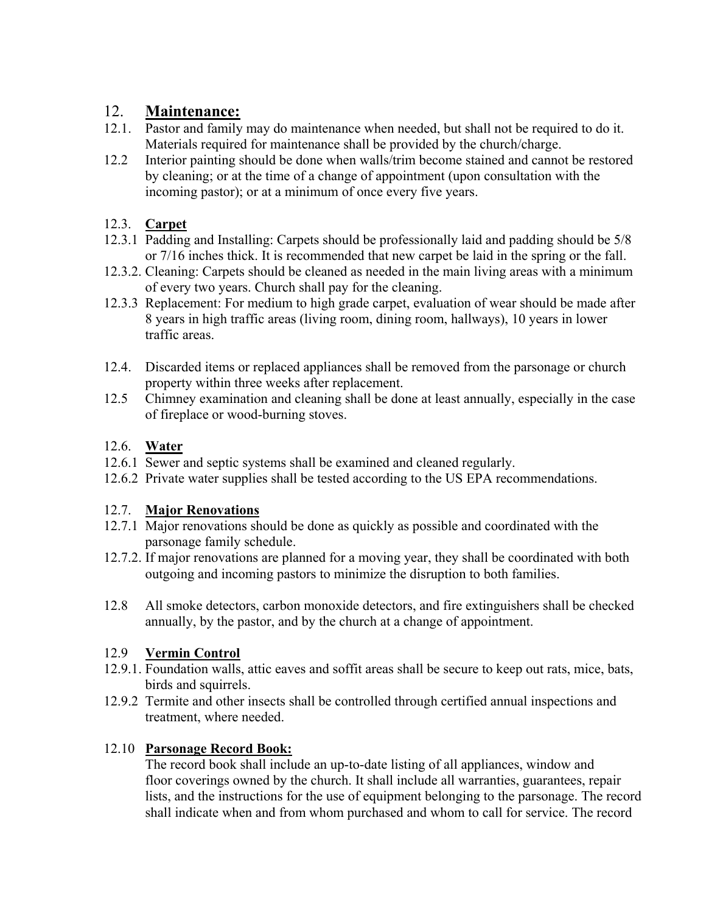## 12. Maintenance:

12.1. Pastor and family may do maintenance when needed, but shall not be required to do it. Materials required for maintenance shall be provided by the church/charge.

12.2 Interior painting should be done when walls/trim become stained and cannot be restored by cleaning; or at the time of a change of appointment (upon consultation with the incoming pastor); or at a minimum of once every five years.

### 12.3. Carpet

12.3.1 Padding and Installing: Carpets should be professionally laid and padding should be 5/8 or 7/16 inches thick. It is recommended that new carpet be laid in the spring or the fall.

12.3.2. Cleaning: Carpets should be cleaned as needed in the main living areas with a minimum of every two years. Church shall pay for the cleaning.

12.3.3 Replacement: For medium to high grade carpet, evaluation of wear should be made after 8 years in high traffic areas (living room, dining room, hallways), 10 years in lower traffic areas.

12.4. Discarded items or replaced appliances shall be removed from the parsonage or church property within three weeks after replacement.

12.5 Chimney examination and cleaning shall be done at least annually, especially in the case of fireplace or wood-burning stoves.

### 12.6. Water

12.6.1 Sewer and septic systems shall be examined and cleaned regularly.

12.6.2 Private water supplies shall be tested according to the US EPA recommendations.

### 12.7. Major Renovations

12.7.1 Major renovations should be done as quickly as possible and coordinated with the parsonage family schedule.

12.7.2. If major renovations are planned for a moving year, they shall be coordinated with both outgoing and incoming pastors to minimize the disruption to both families.

12.8 All smoke detectors, carbon monoxide detectors, and fire extinguishers shall be checked annually, by the pastor, and by the church at a change of appointment.

### 12.9 Vermin Control

12.9.1. Foundation walls, attic eaves and soffit areas shall be secure to keep out rats, mice, bats, birds and squirrels.

12.9.2 Termite and other insects shall be controlled through certified annual inspections and treatment, where needed.

### 12.10 Parsonage Record Book:

The record book shall include an up-to-date listing of all appliances, window and floor coverings owned by the church. It shall include all warranties, guarantees, repair lists, and the instructions for the use of equipment belonging to the parsonage. The record shall indicate when and from whom purchased and whom to call for service. The record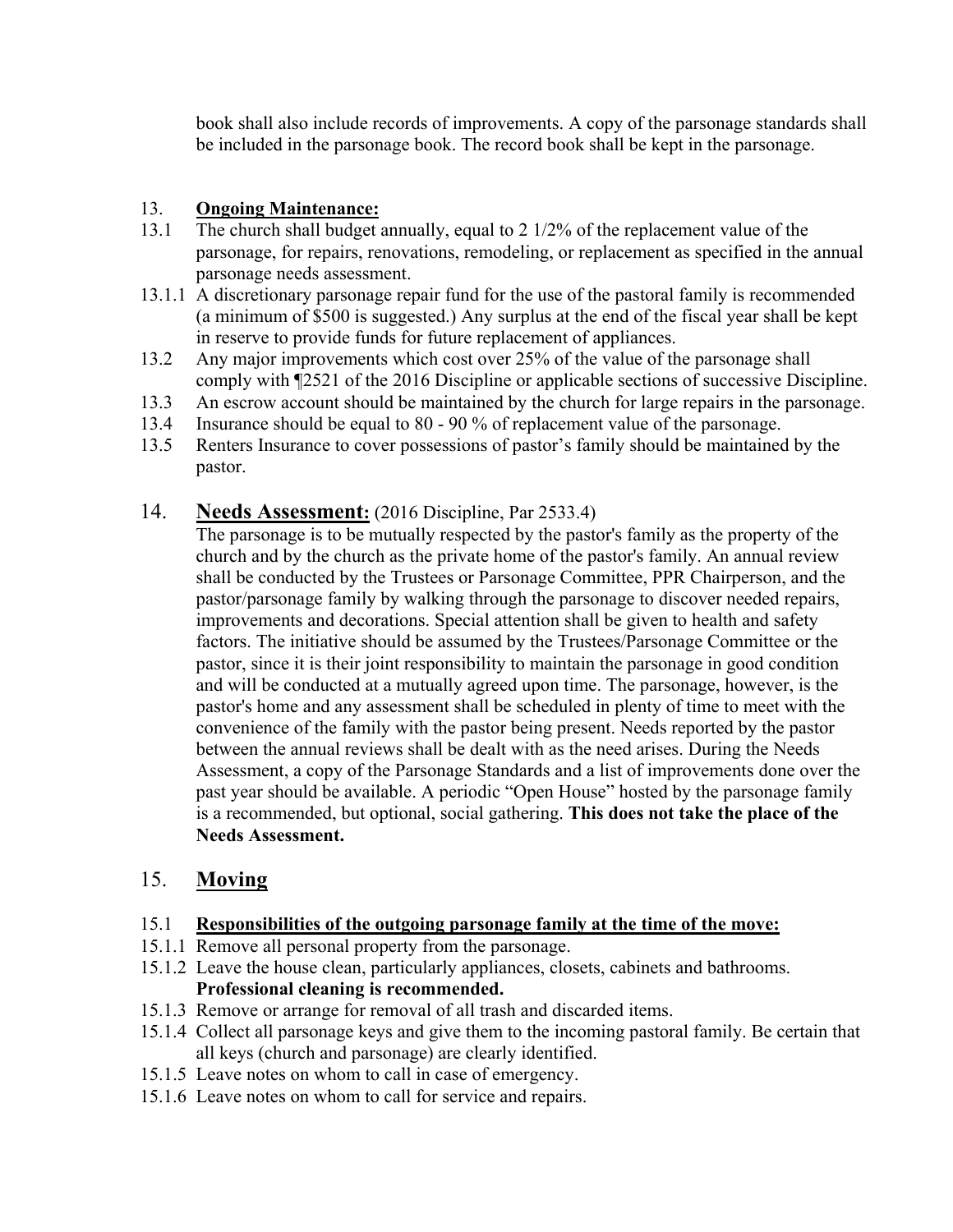book shall also include records of improvements. A copy of the parsonage standards shall be included in the parsonage book. The record book shall be kept in the parsonage.

13. **Ongoing Maintenance:**

13.1 The church shall budget annually, equal to 2 1/2% of the replacement value of the parsonage, for repairs, renovations, remodeling, or replacement as specified in the annual parsonage needs assessment.

13.1.1 A discretionary parsonage repair fund for the use of the pastoral family is recommended (a minimum of $500 is suggested.) Any surplus at the end of the fiscal year shall be kept in reserve to provide funds for future replacement of appliances.

13.2 Any major improvements which cost over 25% of the value of the parsonage shall comply with ¶2521 of the 2016 Discipline or applicable sections of successive Discipline.

13.3 An escrow account should be maintained by the church for large repairs in the parsonage.

13.4 Insurance should be equal to 80 - 90 % of replacement value of the parsonage.

13.5 Renters Insurance to cover possessions of pastor's family should be maintained by the pastor.

## 14. **Needs Assessment:** (2016 Discipline, Par 2533.4)

The parsonage is to be mutually respected by the pastor's family as the property of the church and by the church as the private home of the pastor's family. An annual review shall be conducted by the Trustees or Parsonage Committee, PPR Chairperson, and the pastor/parsonage family by walking through the parsonage to discover needed repairs, improvements and decorations. Special attention shall be given to health and safety factors. The initiative should be assumed by the Trustees/Parsonage Committee or the pastor, since it is their joint responsibility to maintain the parsonage in good condition and will be conducted at a mutually agreed upon time. The parsonage, however, is the pastor's home and any assessment shall be scheduled in plenty of time to meet with the convenience of the family with the pastor being present. Needs reported by the pastor between the annual reviews shall be dealt with as the need arises. During the Needs Assessment, a copy of the Parsonage Standards and a list of improvements done over the past year should be available. A periodic "Open House" hosted by the parsonage family is a recommended, but optional, social gathering. **This does not take the place of the Needs Assessment.**

## 15. **Moving**

15.1 **Responsibilities of the outgoing parsonage family at the time of the move:**

15.1.1 Remove all personal property from the parsonage.

15.1.2 Leave the house clean, particularly appliances, closets, cabinets and bathrooms. **Professional cleaning is recommended.**

15.1.3 Remove or arrange for removal of all trash and discarded items.

15.1.4 Collect all parsonage keys and give them to the incoming pastoral family. Be certain that all keys (church and parsonage) are clearly identified.

15.1.5 Leave notes on whom to call in case of emergency.

15.1.6 Leave notes on whom to call for service and repairs.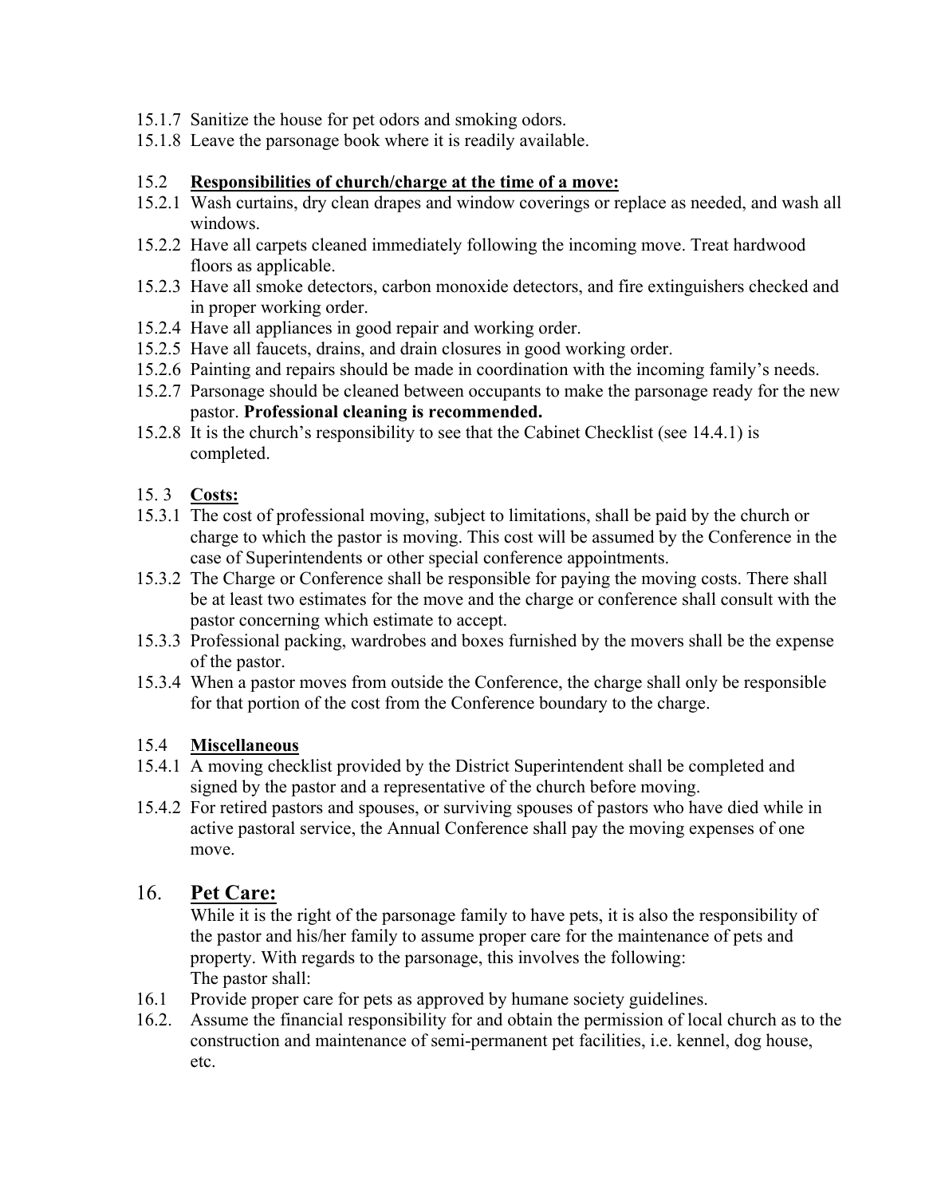15.1.7 Sanitize the house for pet odors and smoking odors.
15.1.8 Leave the parsonage book where it is readily available.

### 15.2 <u>Responsibilities of church/charge at the time of a move:</u>

15.2.1 Wash curtains, dry clean drapes and window coverings or replace as needed, and wash all windows.
15.2.2 Have all carpets cleaned immediately following the incoming move. Treat hardwood floors as applicable.
15.2.3 Have all smoke detectors, carbon monoxide detectors, and fire extinguishers checked and in proper working order.
15.2.4 Have all appliances in good repair and working order.
15.2.5 Have all faucets, drains, and drain closures in good working order.
15.2.6 Painting and repairs should be made in coordination with the incoming family's needs.
15.2.7 Parsonage should be cleaned between occupants to make the parsonage ready for the new pastor. **Professional cleaning is recommended.**
15.2.8 It is the church's responsibility to see that the Cabinet Checklist (see 14.4.1) is completed.

### 15. 3 <u>Costs:</u>

15.3.1 The cost of professional moving, subject to limitations, shall be paid by the church or charge to which the pastor is moving. This cost will be assumed by the Conference in the case of Superintendents or other special conference appointments.
15.3.2 The Charge or Conference shall be responsible for paying the moving costs. There shall be at least two estimates for the move and the charge or conference shall consult with the pastor concerning which estimate to accept.
15.3.3 Professional packing, wardrobes and boxes furnished by the movers shall be the expense of the pastor.
15.3.4 When a pastor moves from outside the Conference, the charge shall only be responsible for that portion of the cost from the Conference boundary to the charge.

### 15.4 <u>Miscellaneous</u>

15.4.1 A moving checklist provided by the District Superintendent shall be completed and signed by the pastor and a representative of the church before moving.
15.4.2 For retired pastors and spouses, or surviving spouses of pastors who have died while in active pastoral service, the Annual Conference shall pay the moving expenses of one move.

## 16. <u>Pet Care:</u>

While it is the right of the parsonage family to have pets, it is also the responsibility of the pastor and his/her family to assume proper care for the maintenance of pets and property. With regards to the parsonage, this involves the following:
The pastor shall:

16.1 Provide proper care for pets as approved by humane society guidelines.
16.2. Assume the financial responsibility for and obtain the permission of local church as to the construction and maintenance of semi-permanent pet facilities, i.e. kennel, dog house, etc.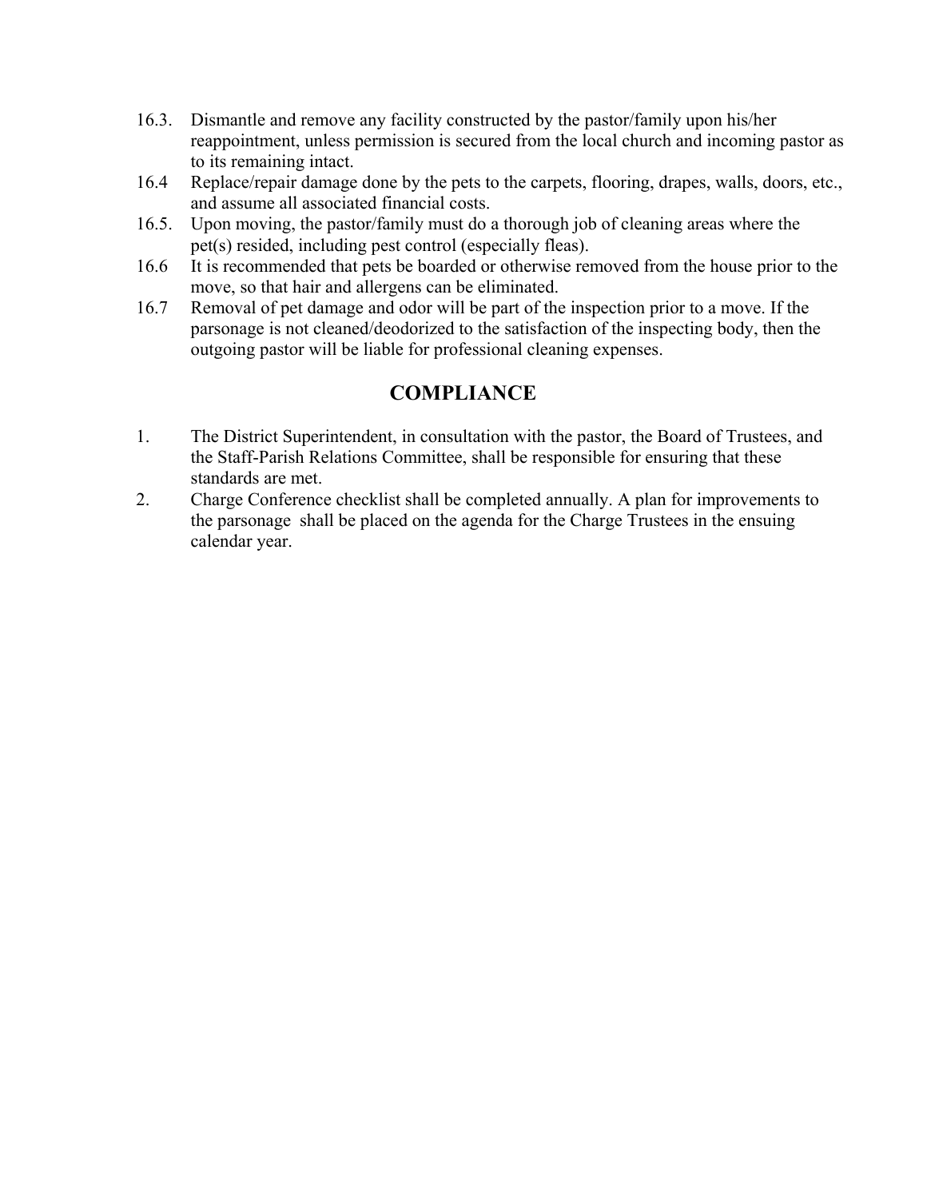16.3. Dismantle and remove any facility constructed by the pastor/family upon his/her reappointment, unless permission is secured from the local church and incoming pastor as to its remaining intact.

16.4 Replace/repair damage done by the pets to the carpets, flooring, drapes, walls, doors, etc., and assume all associated financial costs.

16.5. Upon moving, the pastor/family must do a thorough job of cleaning areas where the pet(s) resided, including pest control (especially fleas).

16.6 It is recommended that pets be boarded or otherwise removed from the house prior to the move, so that hair and allergens can be eliminated.

16.7 Removal of pet damage and odor will be part of the inspection prior to a move. If the parsonage is not cleaned/deodorized to the satisfaction of the inspecting body, then the outgoing pastor will be liable for professional cleaning expenses.

## COMPLIANCE

1. The District Superintendent, in consultation with the pastor, the Board of Trustees, and the Staff-Parish Relations Committee, shall be responsible for ensuring that these standards are met.
2. Charge Conference checklist shall be completed annually. A plan for improvements to the parsonage shall be placed on the agenda for the Charge Trustees in the ensuing calendar year.